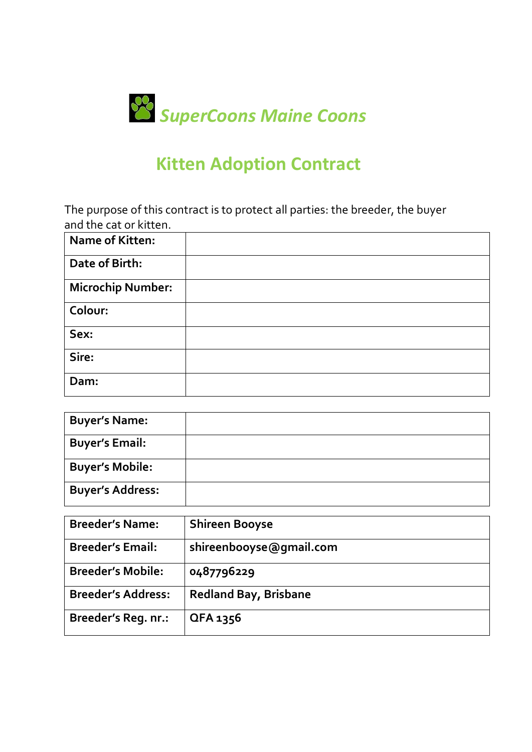# *SuperCoons Maine Coons*

## Kitten Adoption Contract

The purpose of this contract is to protect all parties: the breeder, the buyer and the cat or kitten.

| | |
|---|---|
| **Name of Kitten:** | |
| **Date of Birth:** | |
| **Microchip Number:** | |
| **Colour:** | |
| **Sex:** | |
| **Sire:** | |
| **Dam:** | |

| | |
|---|---|
| **Buyer's Name:** | |
| **Buyer's Email:** | |
| **Buyer's Mobile:** | |
| **Buyer's Address:** | |

| | |
|---|---|
| **Breeder's Name:** | **Shireen Booyse** |
| **Breeder's Email:** | **shireenbooyse@gmail.com** |
| **Breeder's Mobile:** | **0487796229** |
| **Breeder's Address:** | **Redland Bay, Brisbane** |
| **Breeder's Reg. nr.:** | **QFA 1356** |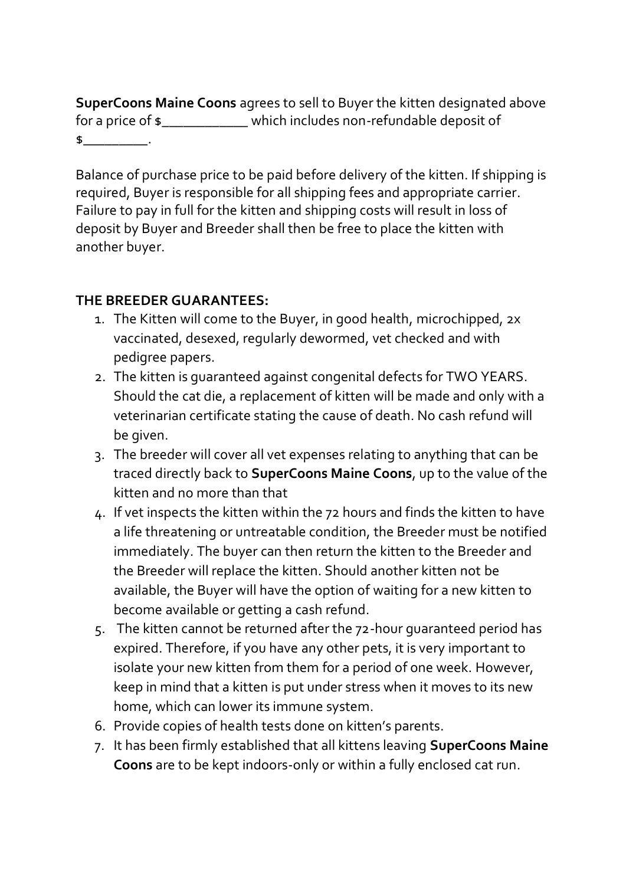**SuperCoons Maine Coons** agrees to sell to Buyer the kitten designated above for a price of $___________ which includes non-refundable deposit of $_________.

Balance of purchase price to be paid before delivery of the kitten. If shipping is required, Buyer is responsible for all shipping fees and appropriate carrier. Failure to pay in full for the kitten and shipping costs will result in loss of deposit by Buyer and Breeder shall then be free to place the kitten with another buyer.

**THE BREEDER GUARANTEES:**

1. The Kitten will come to the Buyer, in good health, microchipped, 2x vaccinated, desexed, regularly dewormed, vet checked and with pedigree papers.
2. The kitten is guaranteed against congenital defects for TWO YEARS. Should the cat die, a replacement of kitten will be made and only with a veterinarian certificate stating the cause of death. No cash refund will be given.
3. The breeder will cover all vet expenses relating to anything that can be traced directly back to **SuperCoons Maine Coons**, up to the value of the kitten and no more than that
4. If vet inspects the kitten within the 72 hours and finds the kitten to have a life threatening or untreatable condition, the Breeder must be notified immediately. The buyer can then return the kitten to the Breeder and the Breeder will replace the kitten. Should another kitten not be available, the Buyer will have the option of waiting for a new kitten to become available or getting a cash refund.
5. The kitten cannot be returned after the 72-hour guaranteed period has expired. Therefore, if you have any other pets, it is very important to isolate your new kitten from them for a period of one week. However, keep in mind that a kitten is put under stress when it moves to its new home, which can lower its immune system.
6. Provide copies of health tests done on kitten's parents.
7. It has been firmly established that all kittens leaving **SuperCoons Maine Coons** are to be kept indoors-only or within a fully enclosed cat run.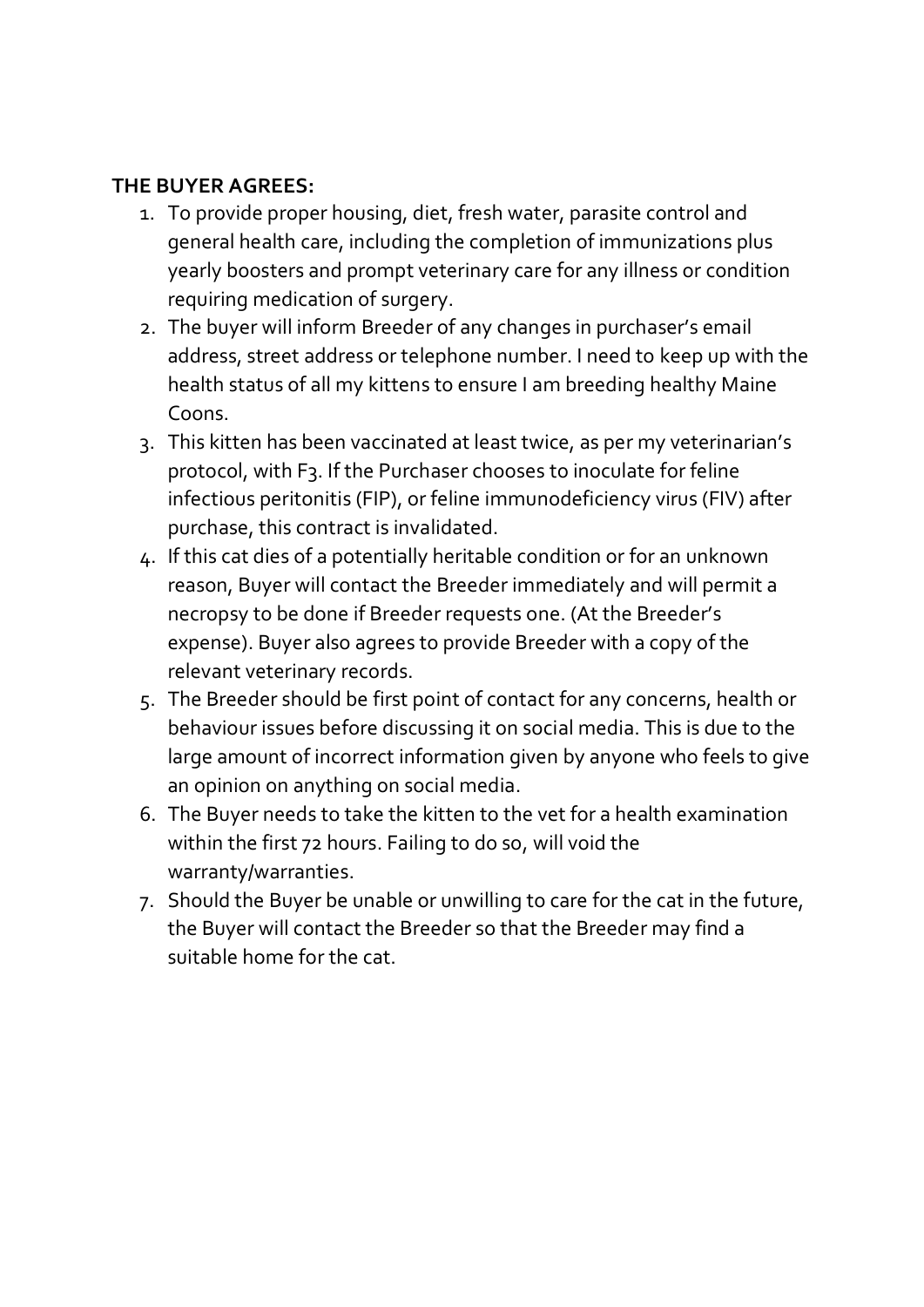**THE BUYER AGREES:**

1. To provide proper housing, diet, fresh water, parasite control and general health care, including the completion of immunizations plus yearly boosters and prompt veterinary care for any illness or condition requiring medication of surgery.
2. The buyer will inform Breeder of any changes in purchaser's email address, street address or telephone number. I need to keep up with the health status of all my kittens to ensure I am breeding healthy Maine Coons.
3. This kitten has been vaccinated at least twice, as per my veterinarian's protocol, with F3. If the Purchaser chooses to inoculate for feline infectious peritonitis (FIP), or feline immunodeficiency virus (FIV) after purchase, this contract is invalidated.
4. If this cat dies of a potentially heritable condition or for an unknown reason, Buyer will contact the Breeder immediately and will permit a necropsy to be done if Breeder requests one. (At the Breeder's expense). Buyer also agrees to provide Breeder with a copy of the relevant veterinary records.
5. The Breeder should be first point of contact for any concerns, health or behaviour issues before discussing it on social media. This is due to the large amount of incorrect information given by anyone who feels to give an opinion on anything on social media.
6. The Buyer needs to take the kitten to the vet for a health examination within the first 72 hours. Failing to do so, will void the warranty/warranties.
7. Should the Buyer be unable or unwilling to care for the cat in the future, the Buyer will contact the Breeder so that the Breeder may find a suitable home for the cat.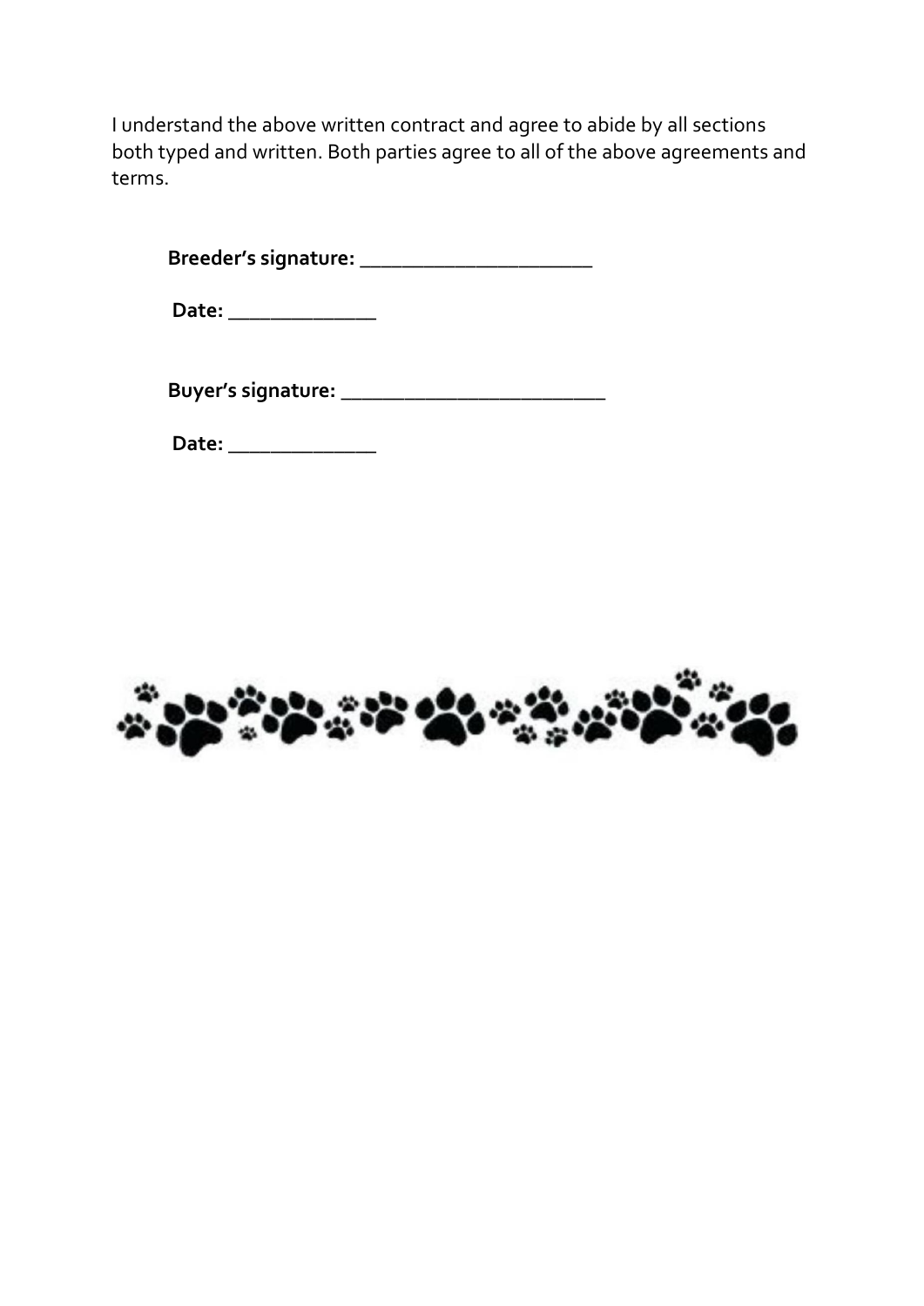I understand the above written contract and agree to abide by all sections both typed and written. Both parties agree to all of the above agreements and terms.

**Breeder's signature: ______________________**

**Date: ______________**

**Buyer's signature: _________________________**

**Date: ______________**